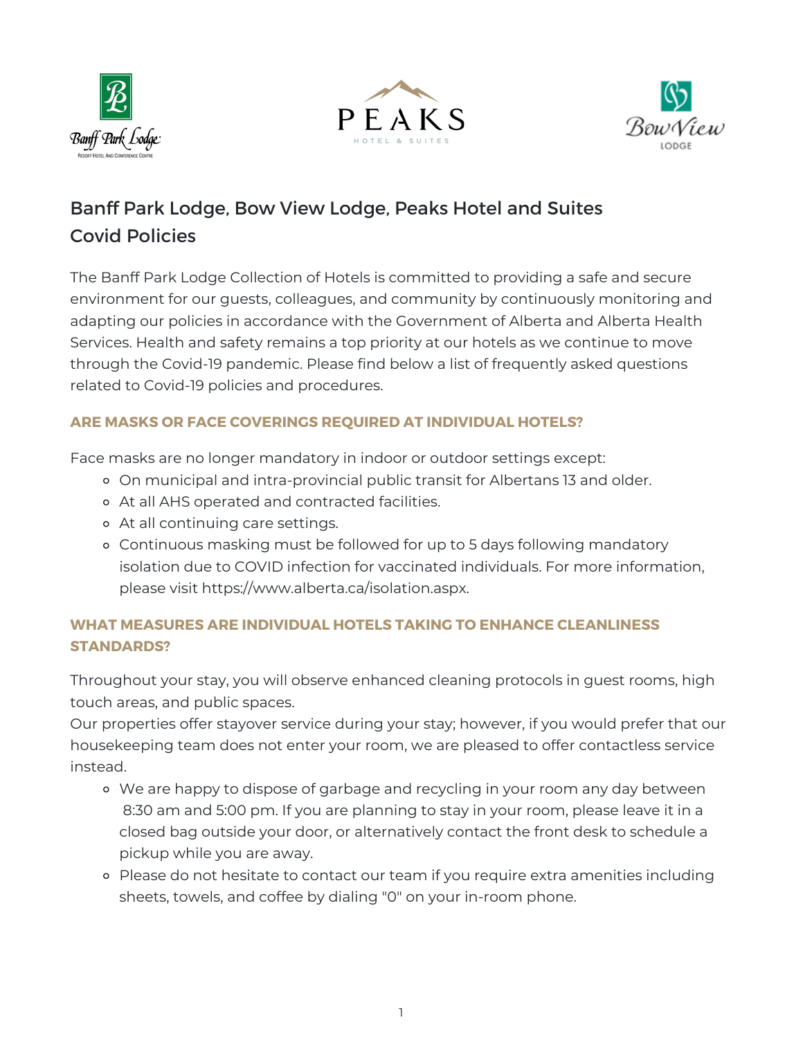# Banff Park Lodge, Bow View Lodge, Peaks Hotel and Suites Covid Policies

The Banff Park Lodge Collection of Hotels is committed to providing a safe and secure environment for our guests, colleagues, and community by continuously monitoring and adapting our policies in accordance with the Government of Alberta and Alberta Health Services. Health and safety remains a top priority at our hotels as we continue to move through the Covid-19 pandemic. Please find below a list of frequently asked questions related to Covid-19 policies and procedures.

### ARE MASKS OR FACE COVERINGS REQUIRED AT INDIVIDUAL HOTELS?

Face masks are no longer mandatory in indoor or outdoor settings except:

- On municipal and intra-provincial public transit for Albertans 13 and older.
- At all AHS operated and contracted facilities.
- At all continuing care settings.
- Continuous masking must be followed for up to 5 days following mandatory isolation due to COVID infection for vaccinated individuals. For more information, please visit https://www.alberta.ca/isolation.aspx.

### WHAT MEASURES ARE INDIVIDUAL HOTELS TAKING TO ENHANCE CLEANLINESS STANDARDS?

Throughout your stay, you will observe enhanced cleaning protocols in guest rooms, high touch areas, and public spaces.

Our properties offer stayover service during your stay; however, if you would prefer that our housekeeping team does not enter your room, we are pleased to offer contactless service instead.

- We are happy to dispose of garbage and recycling in your room any day between 8:30 am and 5:00 pm. If you are planning to stay in your room, please leave it in a closed bag outside your door, or alternatively contact the front desk to schedule a pickup while you are away.
- Please do not hesitate to contact our team if you require extra amenities including sheets, towels, and coffee by dialing "0" on your in-room phone.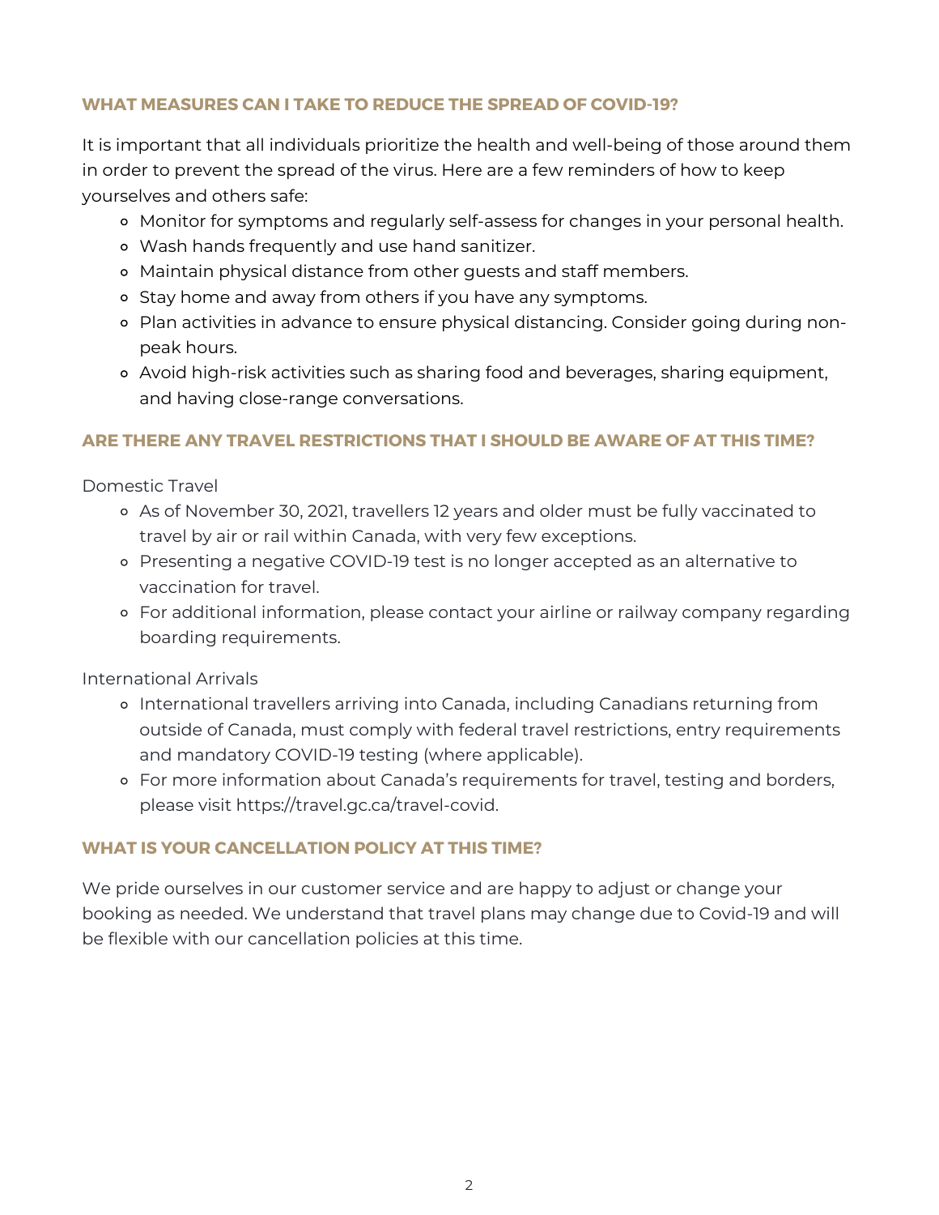### WHAT MEASURES CAN I TAKE TO REDUCE THE SPREAD OF COVID-19?

It is important that all individuals prioritize the health and well-being of those around them in order to prevent the spread of the virus. Here are a few reminders of how to keep yourselves and others safe:

- Monitor for symptoms and regularly self-assess for changes in your personal health.
- Wash hands frequently and use hand sanitizer.
- Maintain physical distance from other guests and staff members.
- Stay home and away from others if you have any symptoms.
- Plan activities in advance to ensure physical distancing. Consider going during non-peak hours.
- Avoid high-risk activities such as sharing food and beverages, sharing equipment, and having close-range conversations.

### ARE THERE ANY TRAVEL RESTRICTIONS THAT I SHOULD BE AWARE OF AT THIS TIME?

Domestic Travel

- As of November 30, 2021, travellers 12 years and older must be fully vaccinated to travel by air or rail within Canada, with very few exceptions.
- Presenting a negative COVID-19 test is no longer accepted as an alternative to vaccination for travel.
- For additional information, please contact your airline or railway company regarding boarding requirements.

International Arrivals

- International travellers arriving into Canada, including Canadians returning from outside of Canada, must comply with federal travel restrictions, entry requirements and mandatory COVID-19 testing (where applicable).
- For more information about Canada's requirements for travel, testing and borders, please visit https://travel.gc.ca/travel-covid.

### WHAT IS YOUR CANCELLATION POLICY AT THIS TIME?

We pride ourselves in our customer service and are happy to adjust or change your booking as needed. We understand that travel plans may change due to Covid-19 and will be flexible with our cancellation policies at this time.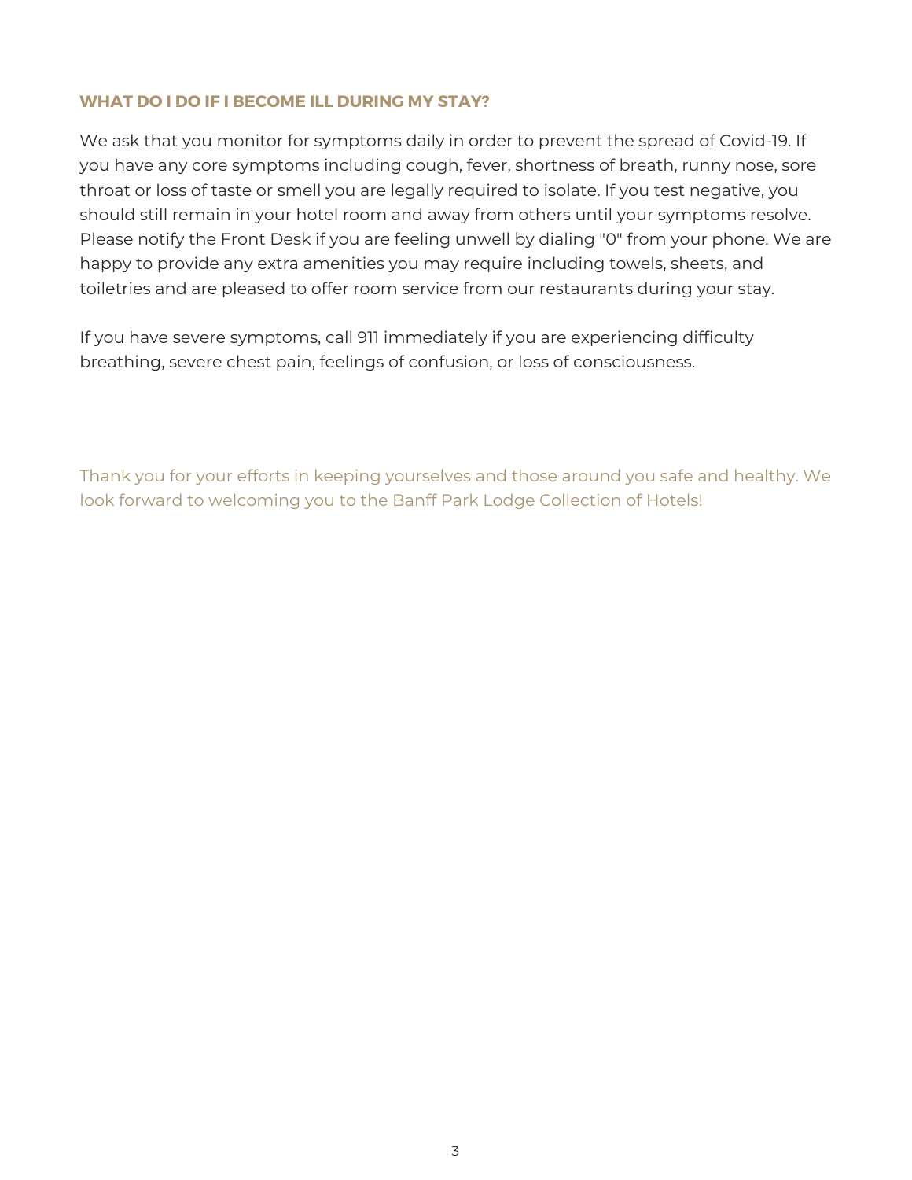### WHAT DO I DO IF I BECOME ILL DURING MY STAY?

We ask that you monitor for symptoms daily in order to prevent the spread of Covid-19. If you have any core symptoms including cough, fever, shortness of breath, runny nose, sore throat or loss of taste or smell you are legally required to isolate. If you test negative, you should still remain in your hotel room and away from others until your symptoms resolve. Please notify the Front Desk if you are feeling unwell by dialing "0" from your phone. We are happy to provide any extra amenities you may require including towels, sheets, and toiletries and are pleased to offer room service from our restaurants during your stay.

If you have severe symptoms, call 911 immediately if you are experiencing difficulty breathing, severe chest pain, feelings of confusion, or loss of consciousness.

Thank you for your efforts in keeping yourselves and those around you safe and healthy. We look forward to welcoming you to the Banff Park Lodge Collection of Hotels!